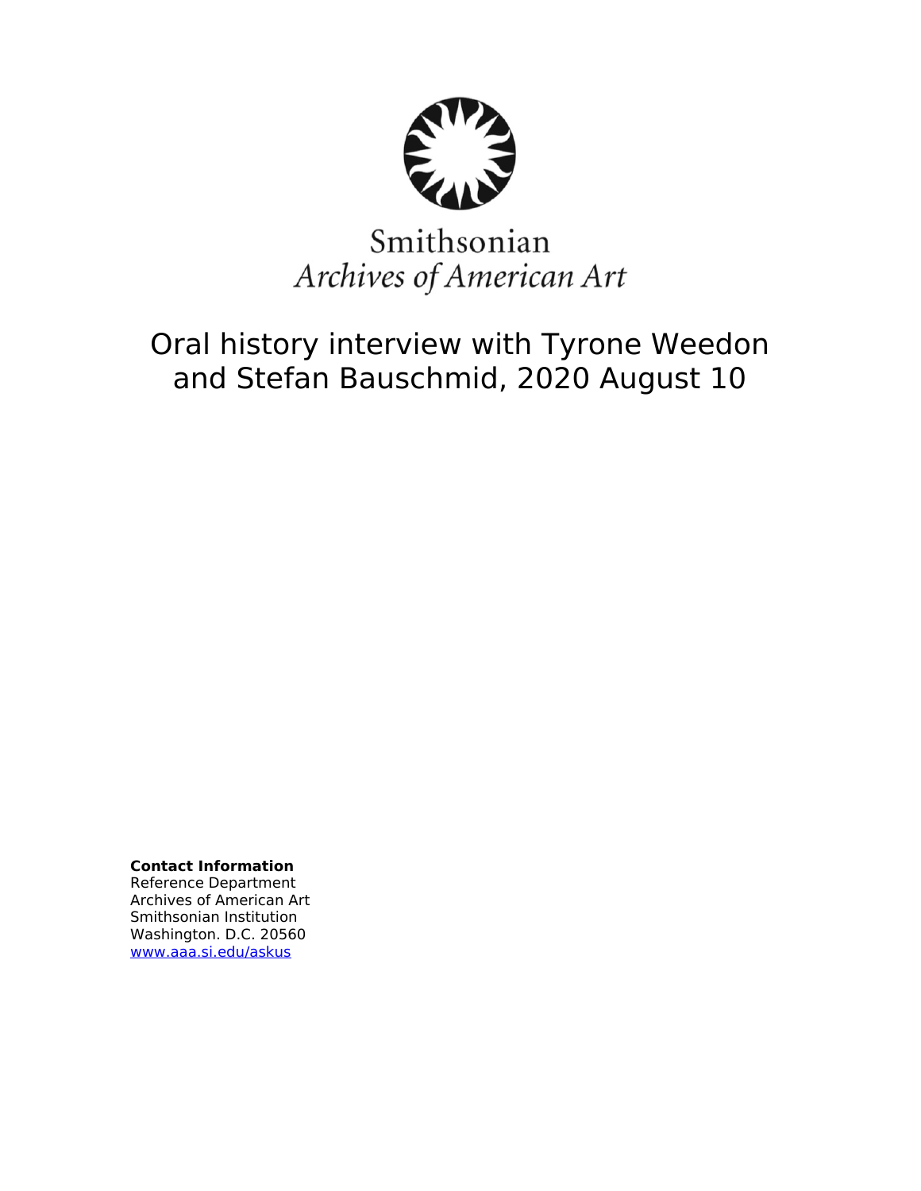Smithsonian
*Archives of American Art*

# Oral history interview with Tyrone Weedon and Stefan Bauschmid, 2020 August 10

**Contact Information**
Reference Department
Archives of American Art
Smithsonian Institution
Washington. D.C. 20560
www.aaa.si.edu/askus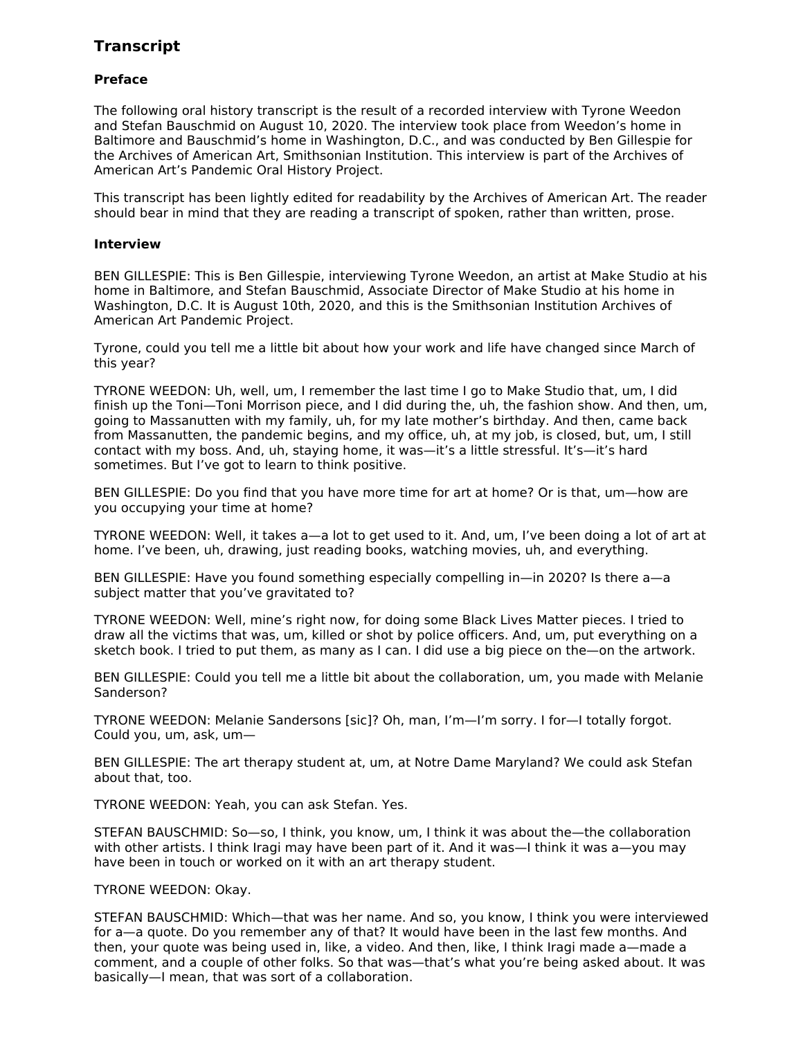## Transcript

### Preface

The following oral history transcript is the result of a recorded interview with Tyrone Weedon and Stefan Bauschmid on August 10, 2020. The interview took place from Weedon's home in Baltimore and Bauschmid's home in Washington, D.C., and was conducted by Ben Gillespie for the Archives of American Art, Smithsonian Institution. This interview is part of the Archives of American Art's Pandemic Oral History Project.

This transcript has been lightly edited for readability by the Archives of American Art. The reader should bear in mind that they are reading a transcript of spoken, rather than written, prose.

### Interview

BEN GILLESPIE: This is Ben Gillespie, interviewing Tyrone Weedon, an artist at Make Studio at his home in Baltimore, and Stefan Bauschmid, Associate Director of Make Studio at his home in Washington, D.C. It is August 10th, 2020, and this is the Smithsonian Institution Archives of American Art Pandemic Project.

Tyrone, could you tell me a little bit about how your work and life have changed since March of this year?

TYRONE WEEDON: Uh, well, um, I remember the last time I go to Make Studio that, um, I did finish up the Toni—Toni Morrison piece, and I did during the, uh, the fashion show. And then, um, going to Massanutten with my family, uh, for my late mother's birthday. And then, came back from Massanutten, the pandemic begins, and my office, uh, at my job, is closed, but, um, I still contact with my boss. And, uh, staying home, it was—it's a little stressful. It's—it's hard sometimes. But I've got to learn to think positive.

BEN GILLESPIE: Do you find that you have more time for art at home? Or is that, um—how are you occupying your time at home?

TYRONE WEEDON: Well, it takes a—a lot to get used to it. And, um, I've been doing a lot of art at home. I've been, uh, drawing, just reading books, watching movies, uh, and everything.

BEN GILLESPIE: Have you found something especially compelling in—in 2020? Is there a—a subject matter that you've gravitated to?

TYRONE WEEDON: Well, mine's right now, for doing some Black Lives Matter pieces. I tried to draw all the victims that was, um, killed or shot by police officers. And, um, put everything on a sketch book. I tried to put them, as many as I can. I did use a big piece on the—on the artwork.

BEN GILLESPIE: Could you tell me a little bit about the collaboration, um, you made with Melanie Sanderson?

TYRONE WEEDON: Melanie Sandersons [sic]? Oh, man, I'm—I'm sorry. I for—I totally forgot. Could you, um, ask, um—

BEN GILLESPIE: The art therapy student at, um, at Notre Dame Maryland? We could ask Stefan about that, too.

TYRONE WEEDON: Yeah, you can ask Stefan. Yes.

STEFAN BAUSCHMID: So—so, I think, you know, um, I think it was about the—the collaboration with other artists. I think Iragi may have been part of it. And it was—I think it was a—you may have been in touch or worked on it with an art therapy student.

TYRONE WEEDON: Okay.

STEFAN BAUSCHMID: Which—that was her name. And so, you know, I think you were interviewed for a—a quote. Do you remember any of that? It would have been in the last few months. And then, your quote was being used in, like, a video. And then, like, I think Iragi made a—made a comment, and a couple of other folks. So that was—that's what you're being asked about. It was basically—I mean, that was sort of a collaboration.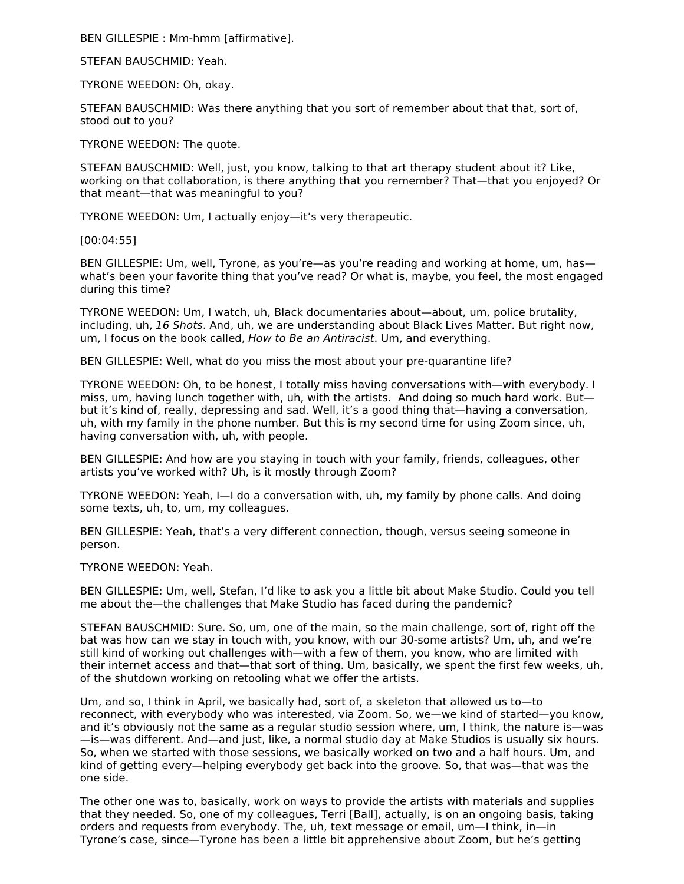BEN GILLESPIE : Mm-hmm [affirmative].

STEFAN BAUSCHMID: Yeah.

TYRONE WEEDON: Oh, okay.

STEFAN BAUSCHMID: Was there anything that you sort of remember about that that, sort of, stood out to you?

TYRONE WEEDON: The quote.

STEFAN BAUSCHMID: Well, just, you know, talking to that art therapy student about it? Like, working on that collaboration, is there anything that you remember? That—that you enjoyed? Or that meant—that was meaningful to you?

TYRONE WEEDON: Um, I actually enjoy—it's very therapeutic.

[00:04:55]

BEN GILLESPIE: Um, well, Tyrone, as you're—as you're reading and working at home, um, has—what's been your favorite thing that you've read? Or what is, maybe, you feel, the most engaged during this time?

TYRONE WEEDON: Um, I watch, uh, Black documentaries about—about, um, police brutality, including, uh, *16 Shots*. And, uh, we are understanding about Black Lives Matter. But right now, um, I focus on the book called, *How to Be an Antiracist*. Um, and everything.

BEN GILLESPIE: Well, what do you miss the most about your pre-quarantine life?

TYRONE WEEDON: Oh, to be honest, I totally miss having conversations with—with everybody. I miss, um, having lunch together with, uh, with the artists. And doing so much hard work. But—but it's kind of, really, depressing and sad. Well, it's a good thing that—having a conversation, uh, with my family in the phone number. But this is my second time for using Zoom since, uh, having conversation with, uh, with people.

BEN GILLESPIE: And how are you staying in touch with your family, friends, colleagues, other artists you've worked with? Uh, is it mostly through Zoom?

TYRONE WEEDON: Yeah, I—I do a conversation with, uh, my family by phone calls. And doing some texts, uh, to, um, my colleagues.

BEN GILLESPIE: Yeah, that's a very different connection, though, versus seeing someone in person.

TYRONE WEEDON: Yeah.

BEN GILLESPIE: Um, well, Stefan, I'd like to ask you a little bit about Make Studio. Could you tell me about the—the challenges that Make Studio has faced during the pandemic?

STEFAN BAUSCHMID: Sure. So, um, one of the main, so the main challenge, sort of, right off the bat was how can we stay in touch with, you know, with our 30-some artists? Um, uh, and we're still kind of working out challenges with—with a few of them, you know, who are limited with their internet access and that—that sort of thing. Um, basically, we spent the first few weeks, uh, of the shutdown working on retooling what we offer the artists.

Um, and so, I think in April, we basically had, sort of, a skeleton that allowed us to—to reconnect, with everybody who was interested, via Zoom. So, we—we kind of started—you know, and it's obviously not the same as a regular studio session where, um, I think, the nature is—was—is—was different. And—and just, like, a normal studio day at Make Studios is usually six hours. So, when we started with those sessions, we basically worked on two and a half hours. Um, and kind of getting every—helping everybody get back into the groove. So, that was—that was the one side.

The other one was to, basically, work on ways to provide the artists with materials and supplies that they needed. So, one of my colleagues, Terri [Ball], actually, is on an ongoing basis, taking orders and requests from everybody. The, uh, text message or email, um—I think, in—in Tyrone's case, since—Tyrone has been a little bit apprehensive about Zoom, but he's getting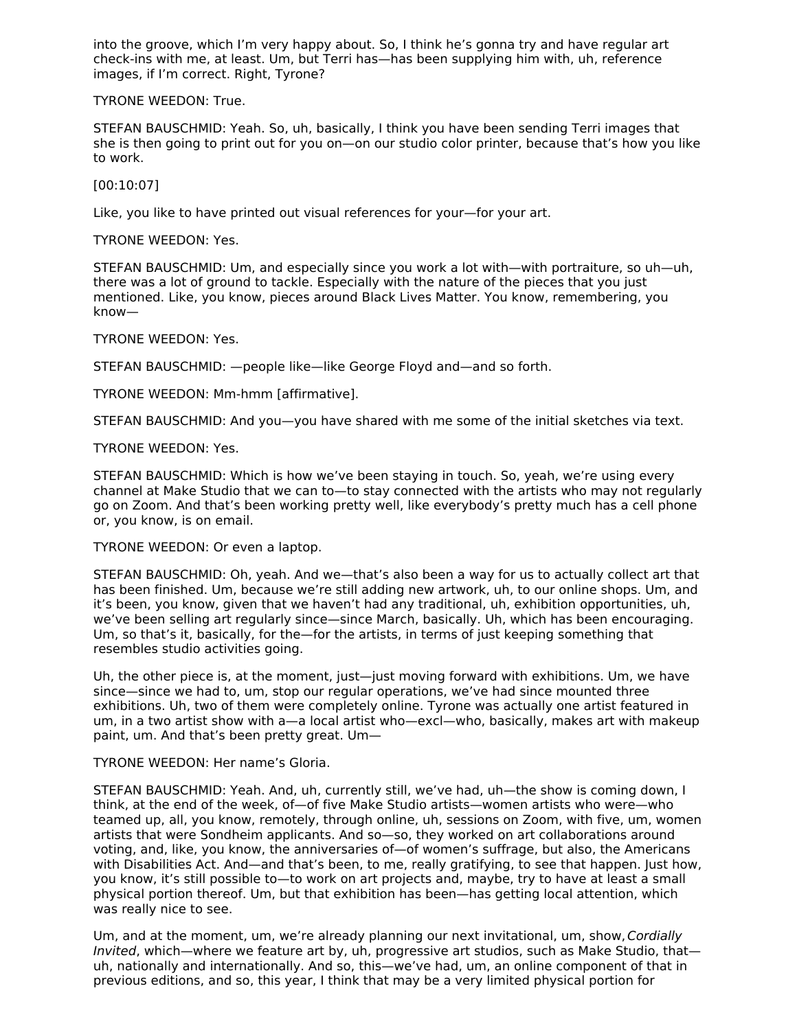into the groove, which I'm very happy about. So, I think he's gonna try and have regular art check-ins with me, at least. Um, but Terri has—has been supplying him with, uh, reference images, if I'm correct. Right, Tyrone?

TYRONE WEEDON: True.

STEFAN BAUSCHMID: Yeah. So, uh, basically, I think you have been sending Terri images that she is then going to print out for you on—on our studio color printer, because that's how you like to work.

[00:10:07]

Like, you like to have printed out visual references for your—for your art.

TYRONE WEEDON: Yes.

STEFAN BAUSCHMID: Um, and especially since you work a lot with—with portraiture, so uh—uh, there was a lot of ground to tackle. Especially with the nature of the pieces that you just mentioned. Like, you know, pieces around Black Lives Matter. You know, remembering, you know—

TYRONE WEEDON: Yes.

STEFAN BAUSCHMID: —people like—like George Floyd and—and so forth.

TYRONE WEEDON: Mm-hmm [affirmative].

STEFAN BAUSCHMID: And you—you have shared with me some of the initial sketches via text.

TYRONE WEEDON: Yes.

STEFAN BAUSCHMID: Which is how we've been staying in touch. So, yeah, we're using every channel at Make Studio that we can to—to stay connected with the artists who may not regularly go on Zoom. And that's been working pretty well, like everybody's pretty much has a cell phone or, you know, is on email.

TYRONE WEEDON: Or even a laptop.

STEFAN BAUSCHMID: Oh, yeah. And we—that's also been a way for us to actually collect art that has been finished. Um, because we're still adding new artwork, uh, to our online shops. Um, and it's been, you know, given that we haven't had any traditional, uh, exhibition opportunities, uh, we've been selling art regularly since—since March, basically. Uh, which has been encouraging. Um, so that's it, basically, for the—for the artists, in terms of just keeping something that resembles studio activities going.

Uh, the other piece is, at the moment, just—just moving forward with exhibitions. Um, we have since—since we had to, um, stop our regular operations, we've had since mounted three exhibitions. Uh, two of them were completely online. Tyrone was actually one artist featured in um, in a two artist show with a—a local artist who—excl—who, basically, makes art with makeup paint, um. And that's been pretty great. Um—

TYRONE WEEDON: Her name's Gloria.

STEFAN BAUSCHMID: Yeah. And, uh, currently still, we've had, uh—the show is coming down, I think, at the end of the week, of—of five Make Studio artists—women artists who were—who teamed up, all, you know, remotely, through online, uh, sessions on Zoom, with five, um, women artists that were Sondheim applicants. And so—so, they worked on art collaborations around voting, and, like, you know, the anniversaries of—of women's suffrage, but also, the Americans with Disabilities Act. And—and that's been, to me, really gratifying, to see that happen. Just how, you know, it's still possible to—to work on art projects and, maybe, try to have at least a small physical portion thereof. Um, but that exhibition has been—has getting local attention, which was really nice to see.

Um, and at the moment, um, we're already planning our next invitational, um, show, *Cordially Invited*, which—where we feature art by, uh, progressive art studios, such as Make Studio, that—uh, nationally and internationally. And so, this—we've had, um, an online component of that in previous editions, and so, this year, I think that may be a very limited physical portion for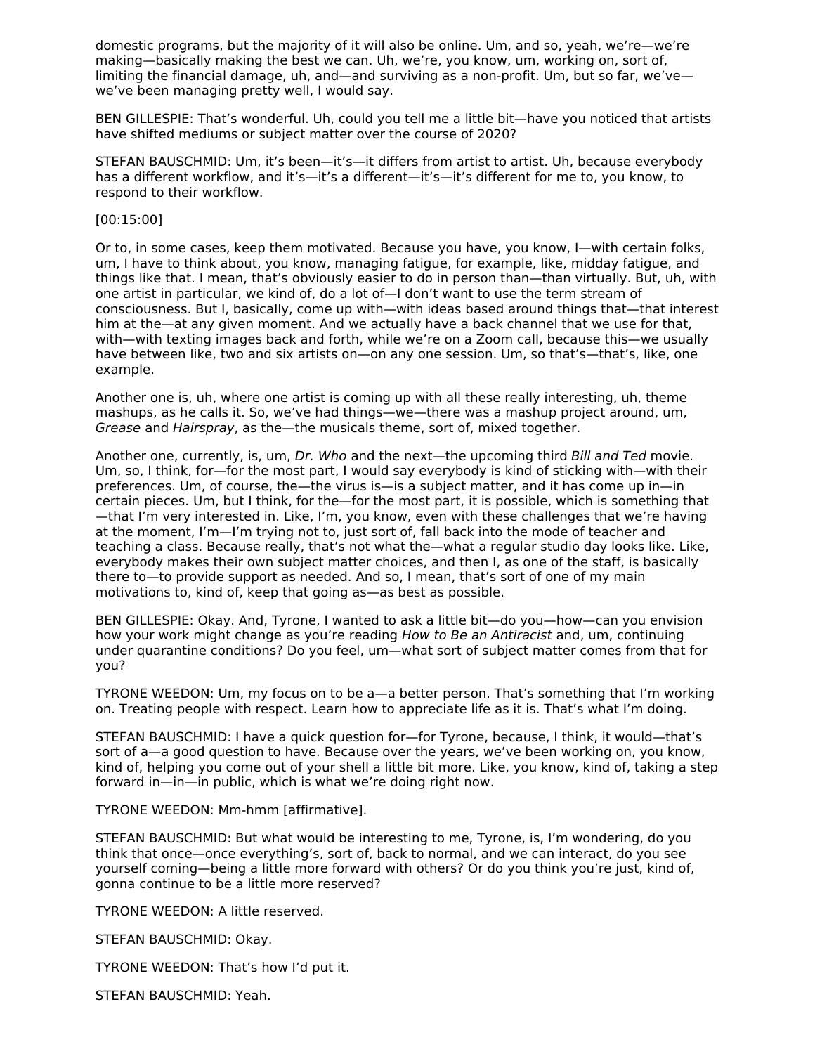domestic programs, but the majority of it will also be online. Um, and so, yeah, we're—we're making—basically making the best we can. Uh, we're, you know, um, working on, sort of, limiting the financial damage, uh, and—and surviving as a non-profit. Um, but so far, we've—we've been managing pretty well, I would say.

BEN GILLESPIE: That's wonderful. Uh, could you tell me a little bit—have you noticed that artists have shifted mediums or subject matter over the course of 2020?

STEFAN BAUSCHMID: Um, it's been—it's—it differs from artist to artist. Uh, because everybody has a different workflow, and it's—it's a different—it's—it's different for me to, you know, to respond to their workflow.

[00:15:00]

Or to, in some cases, keep them motivated. Because you have, you know, I—with certain folks, um, I have to think about, you know, managing fatigue, for example, like, midday fatigue, and things like that. I mean, that's obviously easier to do in person than—than virtually. But, uh, with one artist in particular, we kind of, do a lot of—I don't want to use the term stream of consciousness. But I, basically, come up with—with ideas based around things that—that interest him at the—at any given moment. And we actually have a back channel that we use for that, with—with texting images back and forth, while we're on a Zoom call, because this—we usually have between like, two and six artists on—on any one session. Um, so that's—that's, like, one example.

Another one is, uh, where one artist is coming up with all these really interesting, uh, theme mashups, as he calls it. So, we've had things—we—there was a mashup project around, um, *Grease* and *Hairspray*, as the—the musicals theme, sort of, mixed together.

Another one, currently, is, um, *Dr. Who* and the next—the upcoming third *Bill and Ted* movie. Um, so, I think, for—for the most part, I would say everybody is kind of sticking with—with their preferences. Um, of course, the—the virus is—is a subject matter, and it has come up in—in certain pieces. Um, but I think, for the—for the most part, it is possible, which is something that—that I'm very interested in. Like, I'm, you know, even with these challenges that we're having at the moment, I'm—I'm trying not to, just sort of, fall back into the mode of teacher and teaching a class. Because really, that's not what the—what a regular studio day looks like. Like, everybody makes their own subject matter choices, and then I, as one of the staff, is basically there to—to provide support as needed. And so, I mean, that's sort of one of my main motivations to, kind of, keep that going as—as best as possible.

BEN GILLESPIE: Okay. And, Tyrone, I wanted to ask a little bit—do you—how—can you envision how your work might change as you're reading *How to Be an Antiracist* and, um, continuing under quarantine conditions? Do you feel, um—what sort of subject matter comes from that for you?

TYRONE WEEDON: Um, my focus on to be a—a better person. That's something that I'm working on. Treating people with respect. Learn how to appreciate life as it is. That's what I'm doing.

STEFAN BAUSCHMID: I have a quick question for—for Tyrone, because, I think, it would—that's sort of a—a good question to have. Because over the years, we've been working on, you know, kind of, helping you come out of your shell a little bit more. Like, you know, kind of, taking a step forward in—in—in public, which is what we're doing right now.

TYRONE WEEDON: Mm-hmm [affirmative].

STEFAN BAUSCHMID: But what would be interesting to me, Tyrone, is, I'm wondering, do you think that once—once everything's, sort of, back to normal, and we can interact, do you see yourself coming—being a little more forward with others? Or do you think you're just, kind of, gonna continue to be a little more reserved?

TYRONE WEEDON: A little reserved.

STEFAN BAUSCHMID: Okay.

TYRONE WEEDON: That's how I'd put it.

STEFAN BAUSCHMID: Yeah.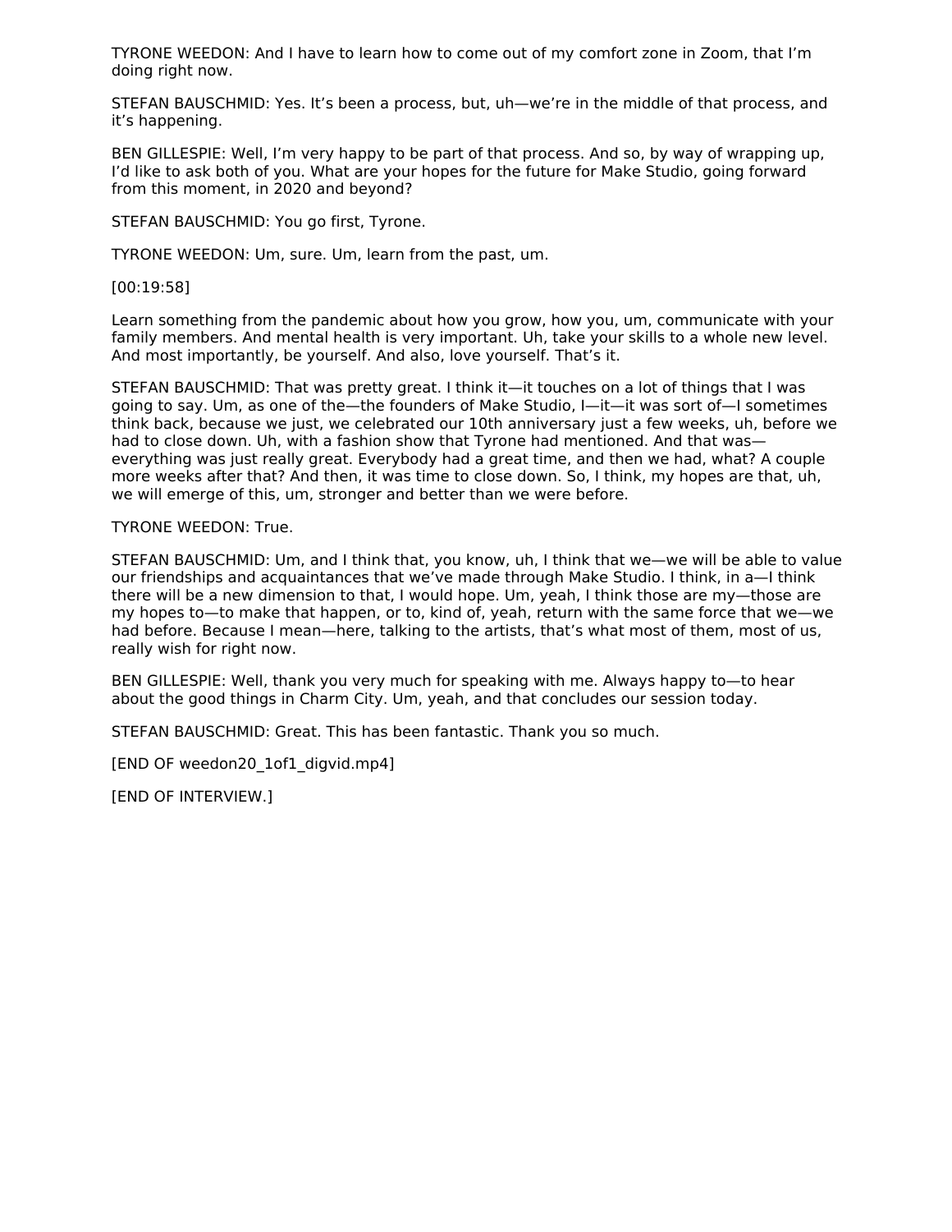TYRONE WEEDON: And I have to learn how to come out of my comfort zone in Zoom, that I'm doing right now.

STEFAN BAUSCHMID: Yes. It's been a process, but, uh—we're in the middle of that process, and it's happening.

BEN GILLESPIE: Well, I'm very happy to be part of that process. And so, by way of wrapping up, I'd like to ask both of you. What are your hopes for the future for Make Studio, going forward from this moment, in 2020 and beyond?

STEFAN BAUSCHMID: You go first, Tyrone.

TYRONE WEEDON: Um, sure. Um, learn from the past, um.

[00:19:58]

Learn something from the pandemic about how you grow, how you, um, communicate with your family members. And mental health is very important. Uh, take your skills to a whole new level. And most importantly, be yourself. And also, love yourself. That's it.

STEFAN BAUSCHMID: That was pretty great. I think it—it touches on a lot of things that I was going to say. Um, as one of the—the founders of Make Studio, I—it—it was sort of—I sometimes think back, because we just, we celebrated our 10th anniversary just a few weeks, uh, before we had to close down. Uh, with a fashion show that Tyrone had mentioned. And that was—everything was just really great. Everybody had a great time, and then we had, what? A couple more weeks after that? And then, it was time to close down. So, I think, my hopes are that, uh, we will emerge of this, um, stronger and better than we were before.

TYRONE WEEDON: True.

STEFAN BAUSCHMID: Um, and I think that, you know, uh, I think that we—we will be able to value our friendships and acquaintances that we've made through Make Studio. I think, in a—I think there will be a new dimension to that, I would hope. Um, yeah, I think those are my—those are my hopes to—to make that happen, or to, kind of, yeah, return with the same force that we—we had before. Because I mean—here, talking to the artists, that's what most of them, most of us, really wish for right now.

BEN GILLESPIE: Well, thank you very much for speaking with me. Always happy to—to hear about the good things in Charm City. Um, yeah, and that concludes our session today.

STEFAN BAUSCHMID: Great. This has been fantastic. Thank you so much.

[END OF weedon20_1of1_digvid.mp4]

[END OF INTERVIEW.]